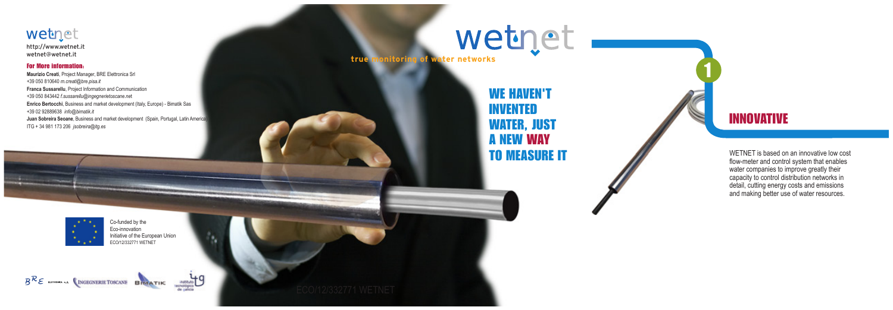# wetnet

http://www.wetnet.it
wetnet@wetnet.it

### For More information:

**Maurizio Creati**, Project Manager, BRE Elettronica Srl
+39 050 810640 *m.creati@bre.pisa.it*
**Franca Sussarellu**, Project Information and Communication
+39 050 843442 *f.sussarellu@ingegnerietoscane.net*
**Enrico Bertocchi**, Business and market development (Italy, Europe) - Bimatik Sas
+39 02 92889638 *info@bimatik.it*
**Juan Sobreira Seoane**, Business and market development (Spain, Portugal, Latin America)
ITG + 34 981 173 206 *jsobreira@itg.es*

Co-funded by the
Eco-innovation
Initiative of the European Union
ECO/12/332771 WETNET

BRE Elettronica S.r.l. | Ingegnerie Toscane | Bimatik | Instituto Tecnológico de Galicia

# wetnet

**true monitoring of water networks**

## WE HAVEN'T INVENTED WATER, JUST A NEW WAY TO MEASURE IT

ECO/12/332771 WETNET

1

## INNOVATIVE

WETNET is based on an innovative low cost flow-meter and control system that enables water companies to improve greatly their capacity to control distribution networks in detail, cutting energy costs and emissions and making better use of water resources.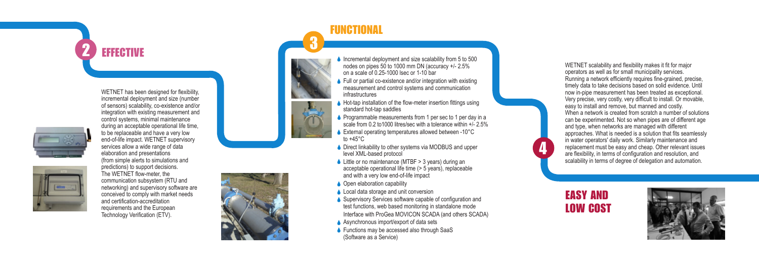## 2 EFFECTIVE

WETNET has been designed for flexibility, incremental deployment and size (number of sensors) scalability, co-existence and/or integration with existing measurement and control systems, minimal maintenance during an acceptable operational life time, to be replaceable and have a very low end-of-life impact. WETNET supervisory services allow a wide range of data elaboration and presentations (from simple alerts to simulations and predictions) to support decisions. The WETNET flow-meter, the communication subsystem (RTU and networking) and supervisory software are conceived to comply with market needs and certification-accreditation requirements and the European Technology Verification (ETV).

## 3 FUNCTIONAL

- Incremental deployment and size scalability from 5 to 500 nodes on pipes 50 to 1000 mm DN (accuracy +/- 2.5% on a scale of 0.25-1000 lsec or 1-10 bar
- Full or partial co-existence and/or integration with existing measurement and control systems and communication infrastructures
- Hot-tap installation of the flow-meter insertion fittings using standard hot-tap saddles
- Programmable measurements from 1 per sec to 1 per day in a scale from 0.2 to1000 litres/sec with a tolerance within +/- 2.5%
- External operating temperatures allowed between -10°C to +45°C
- Direct linkability to other systems via MODBUS and upper level XML-based protocol
- Little or no maintenance (MTBF > 3 years) during an acceptable operational life time (> 5 years), replaceable and with a very low end-of-life impact
- Open elaboration capability
- Local data storage and unit conversion
- Supervisory Services software capable of configuration and test functions, web based monitoring in standalone mode Interface with ProGea MOVICON SCADA (and others SCADA)
- Asynchronous import/export of data sets
- Functions may be accessed also through SaaS (Software as a Service)

## 4 EASY AND LOW COST

WETNET scalability and flexibility makes it fit for major operators as well as for small municipality services. Running a network efficiently requires fine-grained, precise, timely data to take decisions based on solid evidence. Until now in-pipe measurement has been treated as exceptional. Very precise, very costly, very difficult to install. Or movable, easy to install and remove, but manned and costly. When a network is created from scratch a number of solutions can be experimented. Not so when pipes are of different age and type, when networks are managed with different approaches. What is needed is a solution that fits seamlessly in water operators' daily work. Similarly maintenance and replacement must be easy and cheap. Other relevant issues are flexibility, in terms of configuration and resolution, and scalability in terms of degree of delegation and automation.